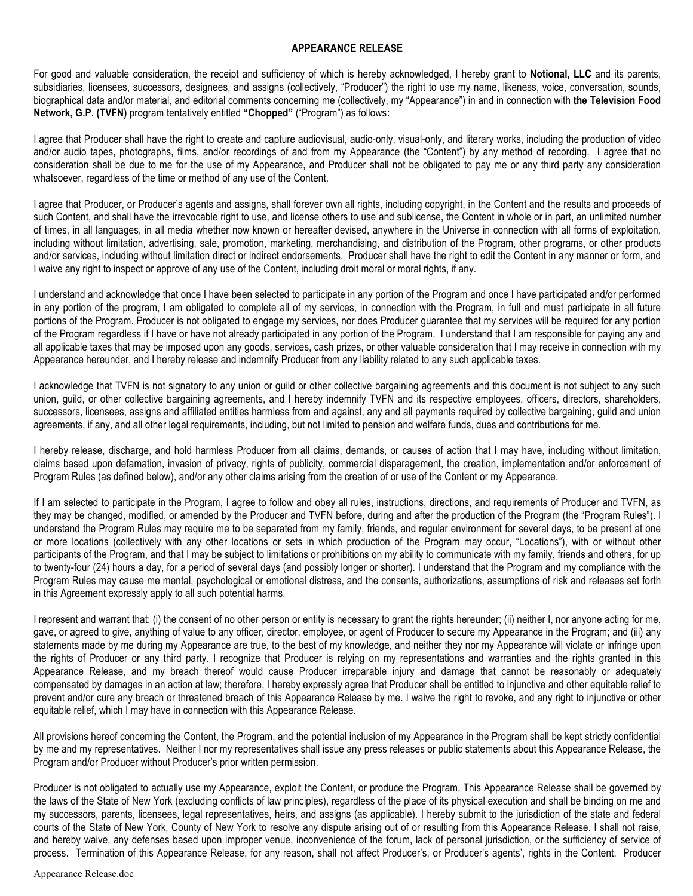# APPEARANCE RELEASE

For good and valuable consideration, the receipt and sufficiency of which is hereby acknowledged, I hereby grant to **Notional, LLC** and its parents, subsidiaries, licensees, successors, designees, and assigns (collectively, "Producer") the right to use my name, likeness, voice, conversation, sounds, biographical data and/or material, and editorial comments concerning me (collectively, my "Appearance") in and in connection with **the Television Food Network, G.P. (TVFN)** program tentatively entitled **"Chopped"** ("Program") as follows**:**

I agree that Producer shall have the right to create and capture audiovisual, audio-only, visual-only, and literary works, including the production of video and/or audio tapes, photographs, films, and/or recordings of and from my Appearance (the "Content") by any method of recording. I agree that no consideration shall be due to me for the use of my Appearance, and Producer shall not be obligated to pay me or any third party any consideration whatsoever, regardless of the time or method of any use of the Content.

I agree that Producer, or Producer's agents and assigns, shall forever own all rights, including copyright, in the Content and the results and proceeds of such Content, and shall have the irrevocable right to use, and license others to use and sublicense, the Content in whole or in part, an unlimited number of times, in all languages, in all media whether now known or hereafter devised, anywhere in the Universe in connection with all forms of exploitation, including without limitation, advertising, sale, promotion, marketing, merchandising, and distribution of the Program, other programs, or other products and/or services, including without limitation direct or indirect endorsements. Producer shall have the right to edit the Content in any manner or form, and I waive any right to inspect or approve of any use of the Content, including droit moral or moral rights, if any.

I understand and acknowledge that once I have been selected to participate in any portion of the Program and once I have participated and/or performed in any portion of the program, I am obligated to complete all of my services, in connection with the Program, in full and must participate in all future portions of the Program. Producer is not obligated to engage my services, nor does Producer guarantee that my services will be required for any portion of the Program regardless if I have or have not already participated in any portion of the Program. I understand that I am responsible for paying any and all applicable taxes that may be imposed upon any goods, services, cash prizes, or other valuable consideration that I may receive in connection with my Appearance hereunder, and I hereby release and indemnify Producer from any liability related to any such applicable taxes.

I acknowledge that TVFN is not signatory to any union or guild or other collective bargaining agreements and this document is not subject to any such union, guild, or other collective bargaining agreements, and I hereby indemnify TVFN and its respective employees, officers, directors, shareholders, successors, licensees, assigns and affiliated entities harmless from and against, any and all payments required by collective bargaining, guild and union agreements, if any, and all other legal requirements, including, but not limited to pension and welfare funds, dues and contributions for me.

I hereby release, discharge, and hold harmless Producer from all claims, demands, or causes of action that I may have, including without limitation, claims based upon defamation, invasion of privacy, rights of publicity, commercial disparagement, the creation, implementation and/or enforcement of Program Rules (as defined below), and/or any other claims arising from the creation of or use of the Content or my Appearance.

If I am selected to participate in the Program, I agree to follow and obey all rules, instructions, directions, and requirements of Producer and TVFN, as they may be changed, modified, or amended by the Producer and TVFN before, during and after the production of the Program (the "Program Rules"). I understand the Program Rules may require me to be separated from my family, friends, and regular environment for several days, to be present at one or more locations (collectively with any other locations or sets in which production of the Program may occur, "Locations"), with or without other participants of the Program, and that I may be subject to limitations or prohibitions on my ability to communicate with my family, friends and others, for up to twenty-four (24) hours a day, for a period of several days (and possibly longer or shorter). I understand that the Program and my compliance with the Program Rules may cause me mental, psychological or emotional distress, and the consents, authorizations, assumptions of risk and releases set forth in this Agreement expressly apply to all such potential harms.

I represent and warrant that: (i) the consent of no other person or entity is necessary to grant the rights hereunder; (ii) neither I, nor anyone acting for me, gave, or agreed to give, anything of value to any officer, director, employee, or agent of Producer to secure my Appearance in the Program; and (iii) any statements made by me during my Appearance are true, to the best of my knowledge, and neither they nor my Appearance will violate or infringe upon the rights of Producer or any third party. I recognize that Producer is relying on my representations and warranties and the rights granted in this Appearance Release, and my breach thereof would cause Producer irreparable injury and damage that cannot be reasonably or adequately compensated by damages in an action at law; therefore, I hereby expressly agree that Producer shall be entitled to injunctive and other equitable relief to prevent and/or cure any breach or threatened breach of this Appearance Release by me. I waive the right to revoke, and any right to injunctive or other equitable relief, which I may have in connection with this Appearance Release.

All provisions hereof concerning the Content, the Program, and the potential inclusion of my Appearance in the Program shall be kept strictly confidential by me and my representatives. Neither I nor my representatives shall issue any press releases or public statements about this Appearance Release, the Program and/or Producer without Producer's prior written permission.

Producer is not obligated to actually use my Appearance, exploit the Content, or produce the Program. This Appearance Release shall be governed by the laws of the State of New York (excluding conflicts of law principles), regardless of the place of its physical execution and shall be binding on me and my successors, parents, licensees, legal representatives, heirs, and assigns (as applicable). I hereby submit to the jurisdiction of the state and federal courts of the State of New York, County of New York to resolve any dispute arising out of or resulting from this Appearance Release. I shall not raise, and hereby waive, any defenses based upon improper venue, inconvenience of the forum, lack of personal jurisdiction, or the sufficiency of service of process. Termination of this Appearance Release, for any reason, shall not affect Producer's, or Producer's agents', rights in the Content. Producer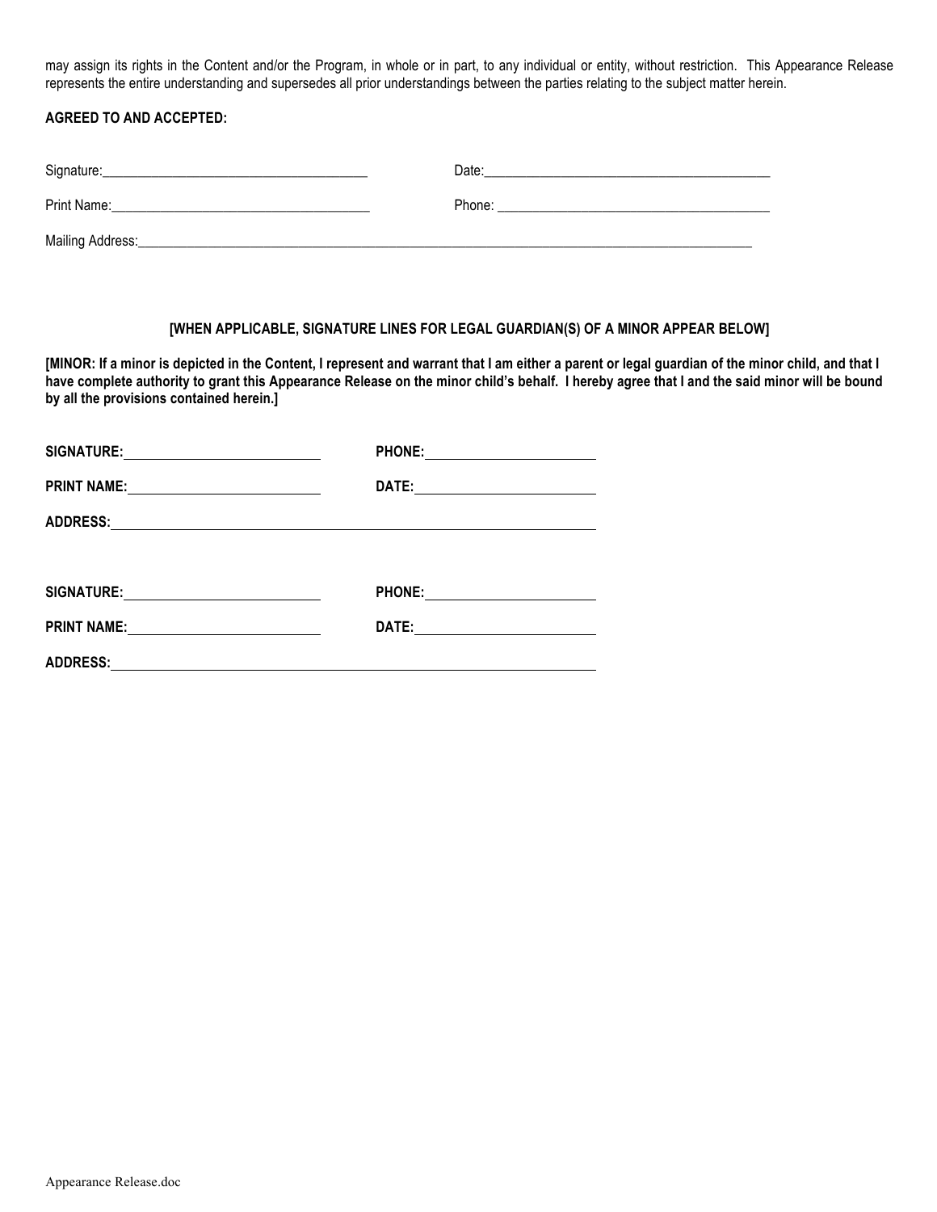may assign its rights in the Content and/or the Program, in whole or in part, to any individual or entity, without restriction. This Appearance Release represents the entire understanding and supersedes all prior understandings between the parties relating to the subject matter herein.

**AGREED TO AND ACCEPTED:**

Signature:______________________________________ Date:_________________________________________

Print Name:_____________________________________ Phone: ________________________________________

Mailing Address:_____________________________________________________________________________________

**[WHEN APPLICABLE, SIGNATURE LINES FOR LEGAL GUARDIAN(S) OF A MINOR APPEAR BELOW]**

**[MINOR: If a minor is depicted in the Content, I represent and warrant that I am either a parent or legal guardian of the minor child, and that I have complete authority to grant this Appearance Release on the minor child's behalf. I hereby agree that I and the said minor will be bound by all the provisions contained herein.]**

**SIGNATURE:**___________________________ **PHONE:**_________________________

**PRINT NAME:**__________________________ **DATE:**__________________________

**ADDRESS:**____________________________________________________________________

**SIGNATURE:**___________________________ **PHONE:**_________________________

**PRINT NAME:**__________________________ **DATE:**__________________________

**ADDRESS:**____________________________________________________________________